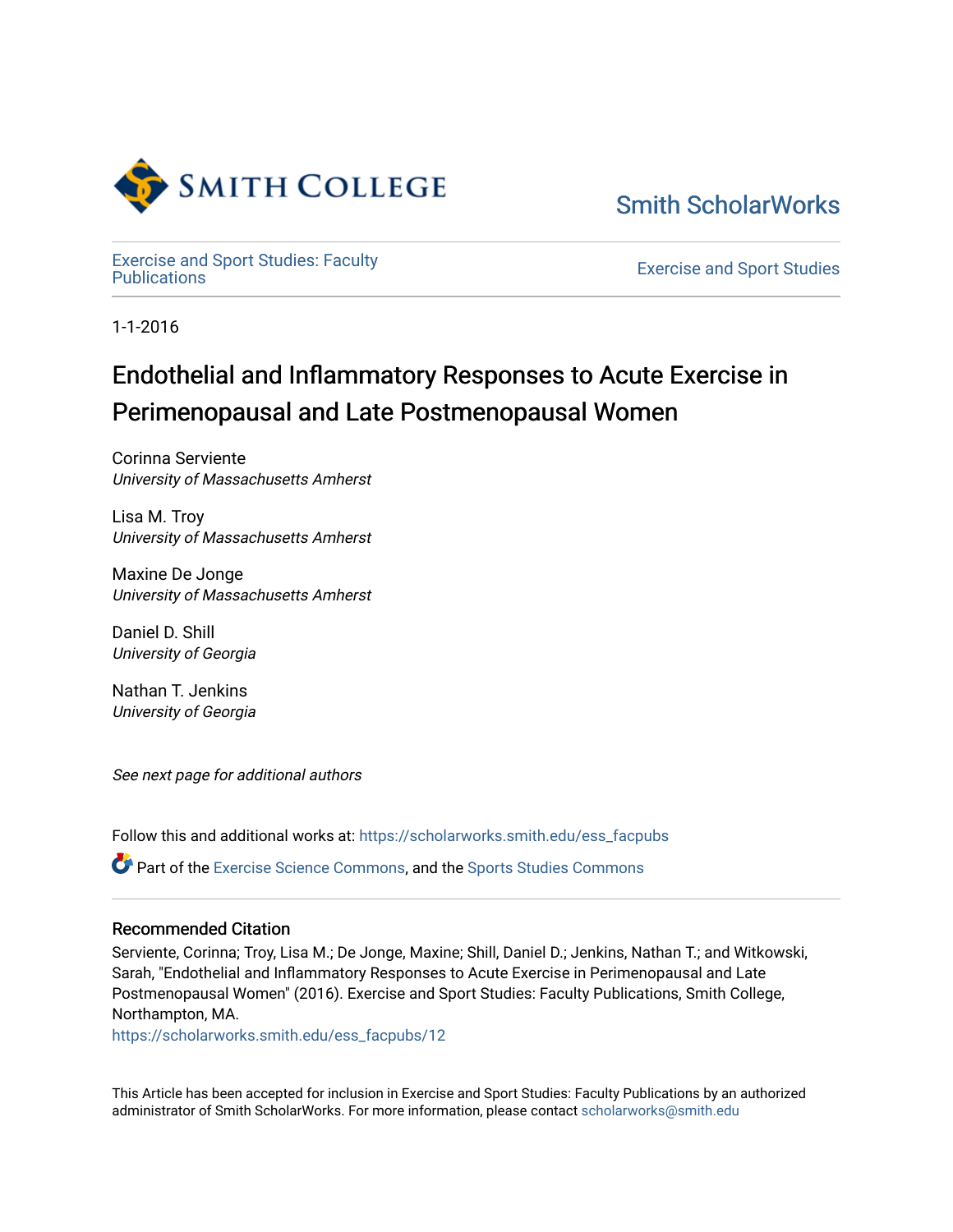Smith College

Smith ScholarWorks

Exercise and Sport Studies: Faculty Publications

Exercise and Sport Studies

1-1-2016

# Endothelial and Inflammatory Responses to Acute Exercise in Perimenopausal and Late Postmenopausal Women

Corinna Serviente
*University of Massachusetts Amherst*

Lisa M. Troy
*University of Massachusetts Amherst*

Maxine De Jonge
*University of Massachusetts Amherst*

Daniel D. Shill
*University of Georgia*

Nathan T. Jenkins
*University of Georgia*

*See next page for additional authors*

Follow this and additional works at: https://scholarworks.smith.edu/ess_facpubs

Part of the Exercise Science Commons, and the Sports Studies Commons

## Recommended Citation

Serviente, Corinna; Troy, Lisa M.; De Jonge, Maxine; Shill, Daniel D.; Jenkins, Nathan T.; and Witkowski, Sarah, "Endothelial and Inflammatory Responses to Acute Exercise in Perimenopausal and Late Postmenopausal Women" (2016). Exercise and Sport Studies: Faculty Publications, Smith College, Northampton, MA.
https://scholarworks.smith.edu/ess_facpubs/12

This Article has been accepted for inclusion in Exercise and Sport Studies: Faculty Publications by an authorized administrator of Smith ScholarWorks. For more information, please contact scholarworks@smith.edu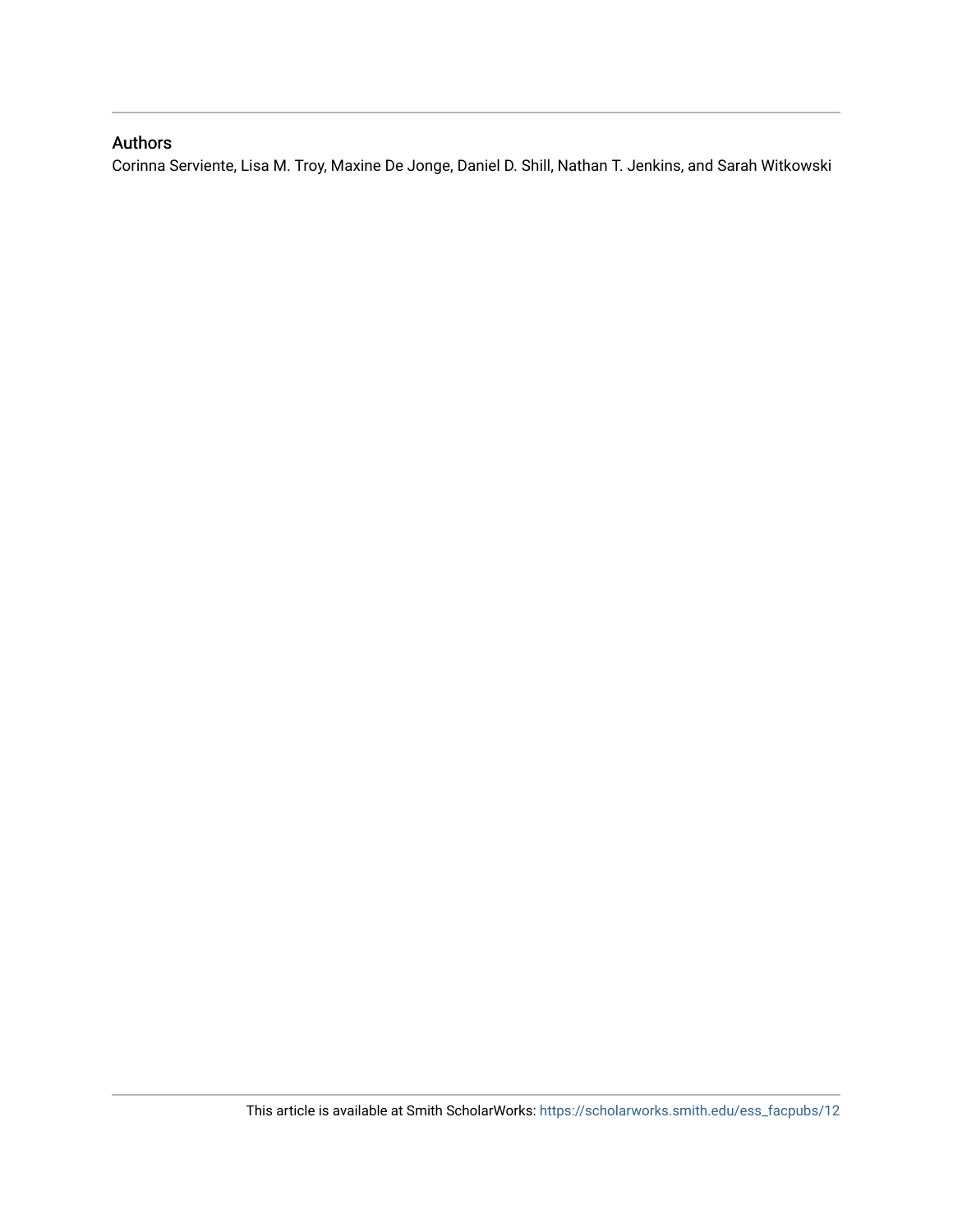## Authors

Corinna Serviente, Lisa M. Troy, Maxine De Jonge, Daniel D. Shill, Nathan T. Jenkins, and Sarah Witkowski

This article is available at Smith ScholarWorks: https://scholarworks.smith.edu/ess_facpubs/12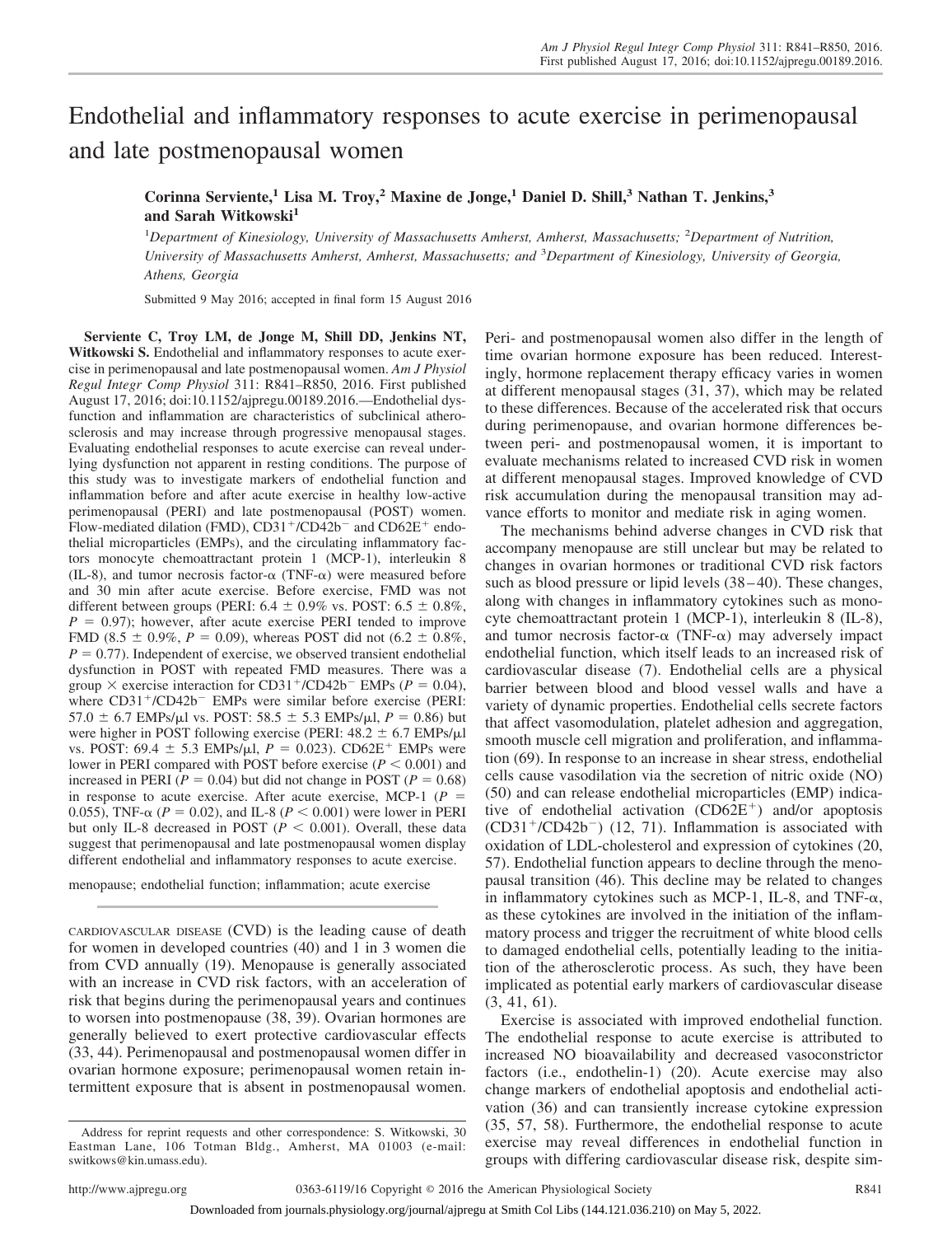# Endothelial and inflammatory responses to acute exercise in perimenopausal and late postmenopausal women

**Corinna Serviente,[1] Lisa M. Troy,[2] Maxine de Jonge,[1] Daniel D. Shill,[3] Nathan T. Jenkins,[3] and Sarah Witkowski[1]**

[1]Department of Kinesiology, University of Massachusetts Amherst, Amherst, Massachusetts; [2]Department of Nutrition, University of Massachusetts Amherst, Amherst, Massachusetts; and [3]Department of Kinesiology, University of Georgia, Athens, Georgia

Submitted 9 May 2016; accepted in final form 15 August 2016

**Serviente C, Troy LM, de Jonge M, Shill DD, Jenkins NT, Witkowski S.** Endothelial and inflammatory responses to acute exercise in perimenopausal and late postmenopausal women. *Am J Physiol Regul Integr Comp Physiol* 311: R841–R850, 2016. First published August 17, 2016; doi:10.1152/ajpregu.00189.2016.—Endothelial dysfunction and inflammation are characteristics of subclinical atherosclerosis and may increase through progressive menopausal stages. Evaluating endothelial responses to acute exercise can reveal underlying dysfunction not apparent in resting conditions. The purpose of this study was to investigate markers of endothelial function and inflammation before and after acute exercise in healthy low-active perimenopausal (PERI) and late postmenopausal (POST) women. Flow-mediated dilation (FMD), $CD31^+/CD42b^-$ and $CD62E^+$ endothelial microparticles (EMPs), and the circulating inflammatory factors monocyte chemoattractant protein 1 (MCP-1), interleukin 8 (IL-8), and tumor necrosis factor-α (TNF-α) were measured before and 30 min after acute exercise. Before exercise, FMD was not different between groups (PERI: 6.4 ± 0.9% vs. POST: 6.5 ± 0.8%, $P = 0.97$); however, after acute exercise PERI tended to improve FMD (8.5 ± 0.9%, $P = 0.09$), whereas POST did not (6.2 ± 0.8%, $P = 0.77$). Independent of exercise, we observed transient endothelial dysfunction in POST with repeated FMD measures. There was a group × exercise interaction for $CD31^+/CD42b^-$ EMPs ($P = 0.04$), where $CD31^+/CD42b^-$ EMPs were similar before exercise (PERI: 57.0 ± 6.7 EMPs/μl vs. POST: 58.5 ± 5.3 EMPs/μl, $P = 0.86$) but were higher in POST following exercise (PERI: 48.2 ± 6.7 EMPs/μl vs. POST: 69.4 ± 5.3 EMPs/μl, $P = 0.023$). $CD62E^+$ EMPs were lower in PERI compared with POST before exercise ($P < 0.001$) and increased in PERI ($P = 0.04$) but did not change in POST ($P = 0.68$) in response to acute exercise. After acute exercise, MCP-1 ($P = 0.055$), TNF-α ($P = 0.02$), and IL-8 ($P < 0.001$) were lower in PERI but only IL-8 decreased in POST ($P < 0.001$). Overall, these data suggest that perimenopausal and late postmenopausal women display different endothelial and inflammatory responses to acute exercise.

menopause; endothelial function; inflammation; acute exercise

CARDIOVASCULAR DISEASE (CVD) is the leading cause of death for women in developed countries (40) and 1 in 3 women die from CVD annually (19). Menopause is generally associated with an increase in CVD risk factors, with an acceleration of risk that begins during the perimenopausal years and continues to worsen into postmenopause (38, 39). Ovarian hormones are generally believed to exert protective cardiovascular effects (33, 44). Perimenopausal and postmenopausal women differ in ovarian hormone exposure; perimenopausal women retain intermittent exposure that is absent in postmenopausal women. Peri- and postmenopausal women also differ in the length of time ovarian hormone exposure has been reduced. Interestingly, hormone replacement therapy efficacy varies in women at different menopausal stages (31, 37), which may be related to these differences. Because of the accelerated risk that occurs during perimenopause, and ovarian hormone differences between peri- and postmenopausal women, it is important to evaluate mechanisms related to increased CVD risk in women at different menopausal stages. Improved knowledge of CVD risk accumulation during the menopausal transition may advance efforts to monitor and mediate risk in aging women.

The mechanisms behind adverse changes in CVD risk that accompany menopause are still unclear but may be related to changes in ovarian hormones or traditional CVD risk factors such as blood pressure or lipid levels (38–40). These changes, along with changes in inflammatory cytokines such as monocyte chemoattractant protein 1 (MCP-1), interleukin 8 (IL-8), and tumor necrosis factor-α (TNF-α) may adversely impact endothelial function, which itself leads to an increased risk of cardiovascular disease (7). Endothelial cells are a physical barrier between blood and blood vessel walls and have a variety of dynamic properties. Endothelial cells secrete factors that affect vasomodulation, platelet adhesion and aggregation, smooth muscle cell migration and proliferation, and inflammation (69). In response to an increase in shear stress, endothelial cells cause vasodilation via the secretion of nitric oxide (NO) (50) and can release endothelial microparticles (EMP) indicative of endothelial activation ($CD62E^+$) and/or apoptosis ($CD31^+/CD42b^-$) (12, 71). Inflammation is associated with oxidation of LDL-cholesterol and expression of cytokines (20, 57). Endothelial function appears to decline through the menopausal transition (46). This decline may be related to changes in inflammatory cytokines such as MCP-1, IL-8, and TNF-α, as these cytokines are involved in the initiation of the inflammatory process and trigger the recruitment of white blood cells to damaged endothelial cells, potentially leading to the initiation of the atherosclerotic process. As such, they have been implicated as potential early markers of cardiovascular disease (3, 41, 61).

Exercise is associated with improved endothelial function. The endothelial response to acute exercise is attributed to increased NO bioavailability and decreased vasoconstrictor factors (i.e., endothelin-1) (20). Acute exercise may also change markers of endothelial apoptosis and endothelial activation (36) and can transiently increase cytokine expression (35, 57, 58). Furthermore, the endothelial response to acute exercise may reveal differences in endothelial function in groups with differing cardiovascular disease risk, despite sim-

Address for reprint requests and other correspondence: S. Witkowski, 30 Eastman Lane, 106 Totman Bldg., Amherst, MA 01003 (e-mail: switkows@kin.umass.edu).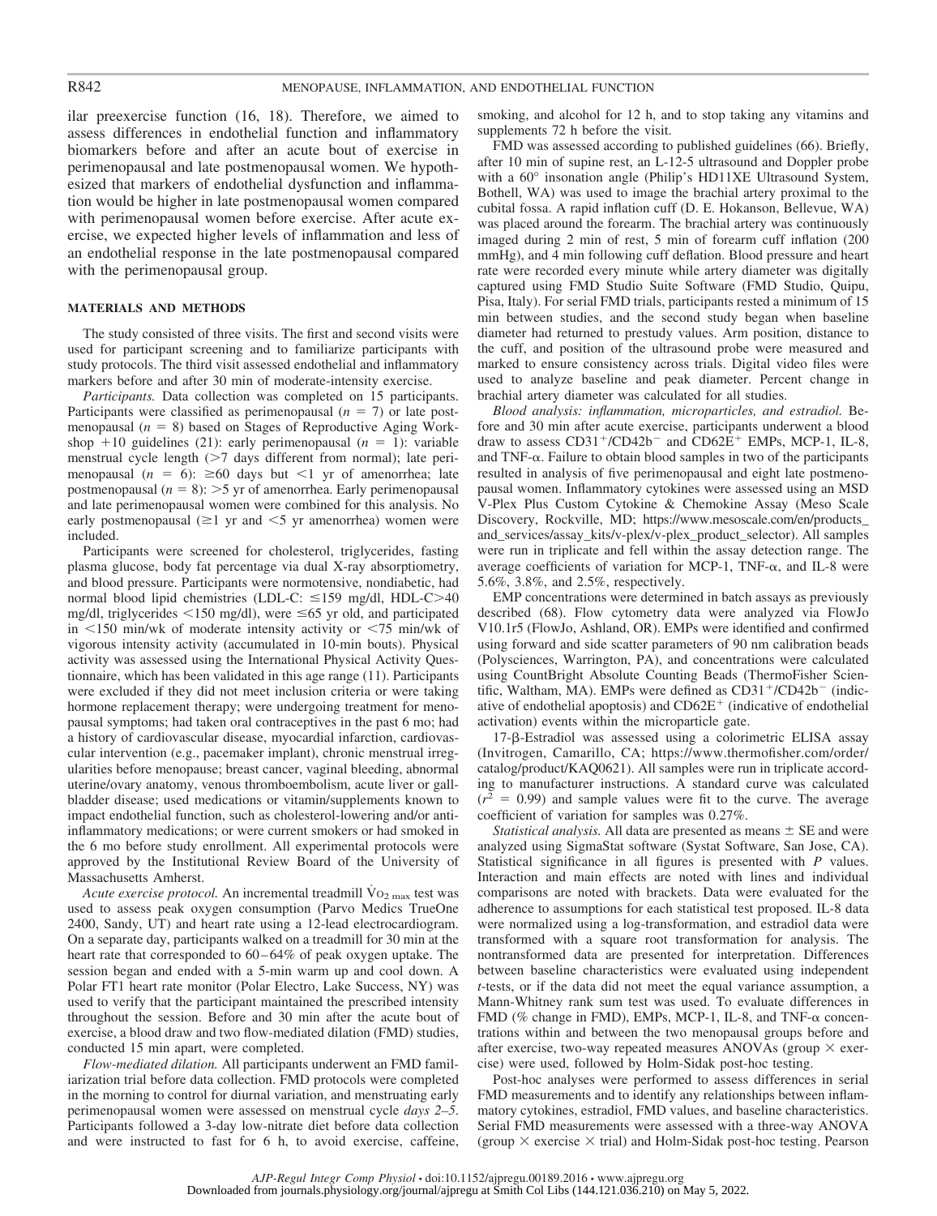ilar preexercise function (16, 18). Therefore, we aimed to assess differences in endothelial function and inflammatory biomarkers before and after an acute bout of exercise in perimenopausal and late postmenopausal women. We hypothesized that markers of endothelial dysfunction and inflammation would be higher in late postmenopausal women compared with perimenopausal women before exercise. After acute exercise, we expected higher levels of inflammation and less of an endothelial response in the late postmenopausal compared with the perimenopausal group.

## MATERIALS AND METHODS

The study consisted of three visits. The first and second visits were used for participant screening and to familiarize participants with study protocols. The third visit assessed endothelial and inflammatory markers before and after 30 min of moderate-intensity exercise.

*Participants.* Data collection was completed on 15 participants. Participants were classified as perimenopausal ($n = 7$) or late postmenopausal ($n = 8$) based on Stages of Reproductive Aging Workshop +10 guidelines (21): early perimenopausal ($n = 1$): variable menstrual cycle length (>7 days different from normal); late perimenopausal ($n = 6$): ≥60 days but <1 yr of amenorrhea; late postmenopausal ($n = 8$): >5 yr of amenorrhea. Early perimenopausal and late perimenopausal women were combined for this analysis. No early postmenopausal (≥1 yr and <5 yr amenorrhea) women were included.

Participants were screened for cholesterol, triglycerides, fasting plasma glucose, body fat percentage via dual X-ray absorptiometry, and blood pressure. Participants were normotensive, nondiabetic, had normal blood lipid chemistries (LDL-C: ≤159 mg/dl, HDL-C>40 mg/dl, triglycerides <150 mg/dl), were ≤65 yr old, and participated in <150 min/wk of moderate intensity activity or <75 min/wk of vigorous intensity activity (accumulated in 10-min bouts). Physical activity was assessed using the International Physical Activity Questionnaire, which has been validated in this age range (11). Participants were excluded if they did not meet inclusion criteria or were taking hormone replacement therapy; were undergoing treatment for menopausal symptoms; had taken oral contraceptives in the past 6 mo; had a history of cardiovascular disease, myocardial infarction, cardiovascular intervention (e.g., pacemaker implant), chronic menstrual irregularities before menopause; breast cancer, vaginal bleeding, abnormal uterine/ovary anatomy, venous thromboembolism, acute liver or gallbladder disease; used medications or vitamin/supplements known to impact endothelial function, such as cholesterol-lowering and/or anti-inflammatory medications; or were current smokers or had smoked in the 6 mo before study enrollment. All experimental protocols were approved by the Institutional Review Board of the University of Massachusetts Amherst.

*Acute exercise protocol.* An incremental treadmill $\dot{V}O_{2\,max}$ test was used to assess peak oxygen consumption (Parvo Medics TrueOne 2400, Sandy, UT) and heart rate using a 12-lead electrocardiogram. On a separate day, participants walked on a treadmill for 30 min at the heart rate that corresponded to 60–64% of peak oxygen uptake. The session began and ended with a 5-min warm up and cool down. A Polar FT1 heart rate monitor (Polar Electro, Lake Success, NY) was used to verify that the participant maintained the prescribed intensity throughout the session. Before and 30 min after the acute bout of exercise, a blood draw and two flow-mediated dilation (FMD) studies, conducted 15 min apart, were completed.

*Flow-mediated dilation.* All participants underwent an FMD familiarization trial before data collection. FMD protocols were completed in the morning to control for diurnal variation, and menstruating early perimenopausal women were assessed on menstrual cycle *days 2–5*. Participants followed a 3-day low-nitrate diet before data collection and were instructed to fast for 6 h, to avoid exercise, caffeine, smoking, and alcohol for 12 h, and to stop taking any vitamins and supplements 72 h before the visit.

FMD was assessed according to published guidelines (66). Briefly, after 10 min of supine rest, an L-12-5 ultrasound and Doppler probe with a 60° insonation angle (Philip's HD11XE Ultrasound System, Bothell, WA) was used to image the brachial artery proximal to the cubital fossa. A rapid inflation cuff (D. E. Hokanson, Bellevue, WA) was placed around the forearm. The brachial artery was continuously imaged during 2 min of rest, 5 min of forearm cuff inflation (200 mmHg), and 4 min following cuff deflation. Blood pressure and heart rate were recorded every minute while artery diameter was digitally captured using FMD Studio Suite Software (FMD Studio, Quipu, Pisa, Italy). For serial FMD trials, participants rested a minimum of 15 min between studies, and the second study began when baseline diameter had returned to prestudy values. Arm position, distance to the cuff, and position of the ultrasound probe were measured and marked to ensure consistency across trials. Digital video files were used to analyze baseline and peak diameter. Percent change in brachial artery diameter was calculated for all studies.

*Blood analysis: inflammation, microparticles, and estradiol.* Before and 30 min after acute exercise, participants underwent a blood draw to assess $CD31^+/CD42b^-$ and $CD62E^+$ EMPs, MCP-1, IL-8, and TNF-α. Failure to obtain blood samples in two of the participants resulted in analysis of five perimenopausal and eight late postmenopausal women. Inflammatory cytokines were assessed using an MSD V-Plex Plus Custom Cytokine & Chemokine Assay (Meso Scale Discovery, Rockville, MD; https://www.mesoscale.com/en/products_and_services/assay_kits/v-plex/v-plex_product_selector). All samples were run in triplicate and fell within the assay detection range. The average coefficients of variation for MCP-1, TNF-α, and IL-8 were 5.6%, 3.8%, and 2.5%, respectively.

EMP concentrations were determined in batch assays as previously described (68). Flow cytometry data were analyzed via FlowJo V10.1r5 (FlowJo, Ashland, OR). EMPs were identified and confirmed using forward and side scatter parameters of 90 nm calibration beads (Polysciences, Warrington, PA), and concentrations were calculated using CountBright Absolute Counting Beads (ThermoFisher Scientific, Waltham, MA). EMPs were defined as $CD31^+/CD42b^-$ (indicative of endothelial apoptosis) and $CD62E^+$ (indicative of endothelial activation) events within the microparticle gate.

17-β-Estradiol was assessed using a colorimetric ELISA assay (Invitrogen, Camarillo, CA; https://www.thermofisher.com/order/catalog/product/KAQ0621). All samples were run in triplicate according to manufacturer instructions. A standard curve was calculated ($r^2 = 0.99$) and sample values were fit to the curve. The average coefficient of variation for samples was 0.27%.

*Statistical analysis.* All data are presented as means ± SE and were analyzed using SigmaStat software (Systat Software, San Jose, CA). Statistical significance in all figures is presented with $P$ values. Interaction and main effects are noted with lines and individual comparisons are noted with brackets. Data were evaluated for the adherence to assumptions for each statistical test proposed. IL-8 data were normalized using a log-transformation, and estradiol data were transformed with a square root transformation for analysis. The nontransformed data are presented for interpretation. Differences between baseline characteristics were evaluated using independent $t$-tests, or if the data did not meet the equal variance assumption, a Mann-Whitney rank sum test was used. To evaluate differences in FMD (% change in FMD), EMPs, MCP-1, IL-8, and TNF-α concentrations within and between the two menopausal groups before and after exercise, two-way repeated measures ANOVAs (group × exercise) were used, followed by Holm-Sidak post-hoc testing.

Post-hoc analyses were performed to assess differences in serial FMD measurements and to identify any relationships between inflammatory cytokines, estradiol, FMD values, and baseline characteristics. Serial FMD measurements were assessed with a three-way ANOVA (group × exercise × trial) and Holm-Sidak post-hoc testing. Pearson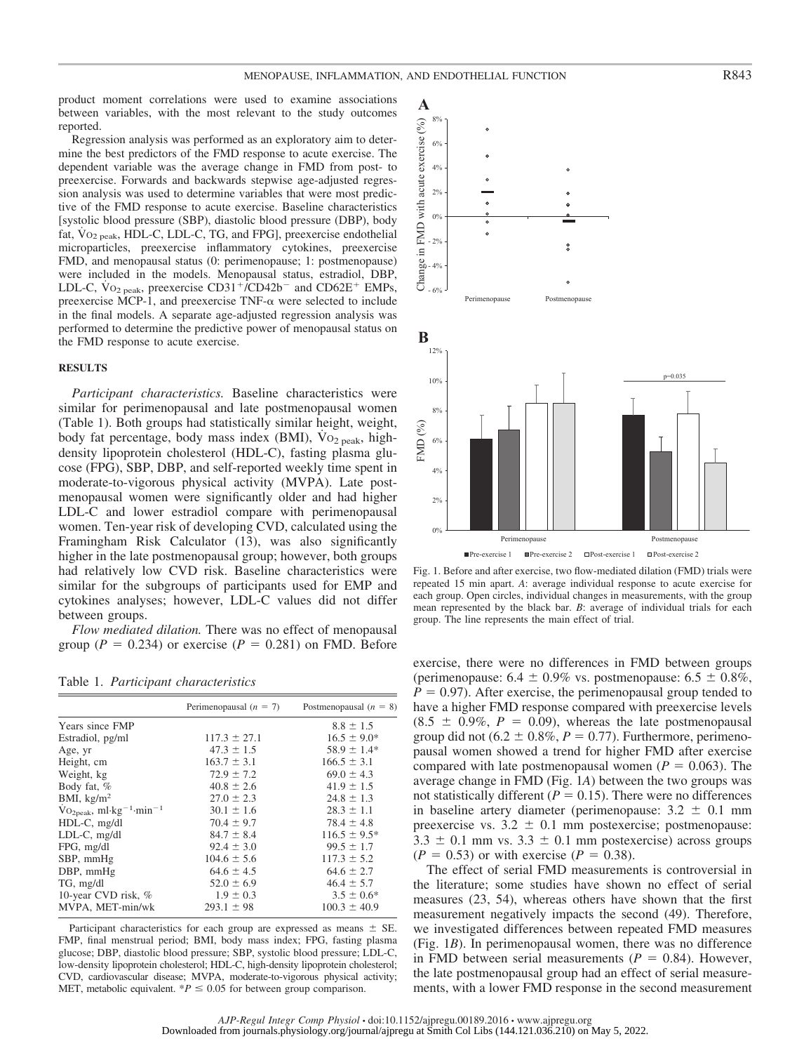product moment correlations were used to examine associations between variables, with the most relevant to the study outcomes reported.

Regression analysis was performed as an exploratory aim to determine the best predictors of the FMD response to acute exercise. The dependent variable was the average change in FMD from post- to preexercise. Forwards and backwards stepwise age-adjusted regression analysis was used to determine variables that were most predictive of the FMD response to acute exercise. Baseline characteristics [systolic blood pressure (SBP), diastolic blood pressure (DBP), body fat, $\dot{V}O_{2\,peak}$, HDL-C, LDL-C, TG, and FPG], preexercise endothelial microparticles, preexercise inflammatory cytokines, preexercise FMD, and menopausal status (0: perimenopause; 1: postmenopause) were included in the models. Menopausal status, estradiol, DBP, LDL-C, $\dot{V}O_{2\,peak}$, preexercise $CD31^+/CD42b^-$ and $CD62E^+$ EMPs, preexercise MCP-1, and preexercise TNF-α were selected to include in the final models. A separate age-adjusted regression analysis was performed to determine the predictive power of menopausal status on the FMD response to acute exercise.

## RESULTS

*Participant characteristics.* Baseline characteristics were similar for perimenopausal and late postmenopausal women (Table 1). Both groups had statistically similar height, weight, body fat percentage, body mass index (BMI), $\dot{V}O_{2\,peak}$, high-density lipoprotein cholesterol (HDL-C), fasting plasma glucose (FPG), SBP, DBP, and self-reported weekly time spent in moderate-to-vigorous physical activity (MVPA). Late postmenopausal women were significantly older and had higher LDL-C and lower estradiol compare with perimenopausal women. Ten-year risk of developing CVD, calculated using the Framingham Risk Calculator (13), was also significantly higher in the late postmenopausal group; however, both groups had relatively low CVD risk. Baseline characteristics were similar for the subgroups of participants used for EMP and cytokines analyses; however, LDL-C values did not differ between groups.

*Flow mediated dilation.* There was no effect of menopausal group ($P = 0.234$) or exercise ($P = 0.281$) on FMD. Before exercise, there were no differences in FMD between groups (perimenopause: 6.4 ± 0.9% vs. postmenopause: 6.5 ± 0.8%, $P = 0.97$). After exercise, the perimenopausal group tended to have a higher FMD response compared with preexercise levels (8.5 ± 0.9%, $P = 0.09$), whereas the late postmenopausal group did not (6.2 ± 0.8%, $P = 0.77$). Furthermore, perimenopausal women showed a trend for higher FMD after exercise compared with late postmenopausal women ($P = 0.063$). The average change in FMD (Fig. 1*A*) between the two groups was not statistically different ($P = 0.15$). There were no differences in baseline artery diameter (perimenopause: 3.2 ± 0.1 mm preexercise vs. 3.2 ± 0.1 mm postexercise; postmenopause: 3.3 ± 0.1 mm vs. 3.3 ± 0.1 mm postexercise) across groups ($P = 0.53$) or with exercise ($P = 0.38$).

The effect of serial FMD measurements is controversial in the literature; some studies have shown no effect of serial measures (23, 54), whereas others have shown that the first measurement negatively impacts the second (49). Therefore, we investigated differences between repeated FMD measures (Fig. 1*B*). In perimenopausal women, there was no difference in FMD between serial measurements ($P = 0.84$). However, the late postmenopausal group had an effect of serial measurements, with a lower FMD response in the second measurement

Table 1. *Participant characteristics*

| | Perimenopausal ($n$ = 7) | Postmenopausal ($n$ = 8) |
|---|---|---|
| Years since FMP | | 8.8 ± 1.5 |
| Estradiol, pg/ml | 117.3 ± 27.1 | 16.5 ± 9.0* |
| Age, yr | 47.3 ± 1.5 | 58.9 ± 1.4* |
| Height, cm | 163.7 ± 3.1 | 166.5 ± 3.1 |
| Weight, kg | 72.9 ± 7.2 | 69.0 ± 4.3 |
| Body fat, % | 40.8 ± 2.6 | 41.9 ± 1.5 |
| BMI, kg/m$^2$ | 27.0 ± 2.3 | 24.8 ± 1.3 |
| $\dot{V}O_{2peak}$, ml·kg$^{-1}$·min$^{-1}$ | 30.1 ± 1.6 | 28.3 ± 1.1 |
| HDL-C, mg/dl | 70.4 ± 9.7 | 78.4 ± 4.8 |
| LDL-C, mg/dl | 84.7 ± 8.4 | 116.5 ± 9.5* |
| FPG, mg/dl | 92.4 ± 3.0 | 99.5 ± 1.7 |
| SBP, mmHg | 104.6 ± 5.6 | 117.3 ± 5.2 |
| DBP, mmHg | 64.6 ± 4.5 | 64.6 ± 2.7 |
| TG, mg/dl | 52.0 ± 6.9 | 46.4 ± 5.7 |
| 10-year CVD risk, % | 1.9 ± 0.3 | 3.5 ± 0.6* |
| MVPA, MET-min/wk | 293.1 ± 98 | 100.3 ± 40.9 |

Participant characteristics for each group are expressed as means ± SE. FMP, final menstrual period; BMI, body mass index; FPG, fasting plasma glucose; DBP, diastolic blood pressure; SBP, systolic blood pressure; LDL-C, low-density lipoprotein cholesterol; HDL-C, high-density lipoprotein cholesterol; CVD, cardiovascular disease; MVPA, moderate-to-vigorous physical activity; MET, metabolic equivalent. *$P \leq 0.05$ for between group comparison.

Fig. 1. Before and after exercise, two flow-mediated dilation (FMD) trials were repeated 15 min apart. *A*: average individual response to acute exercise for each group. Open circles, individual changes in measurements, with the group mean represented by the black bar. *B*: average of individual trials for each group. The line represents the main effect of trial.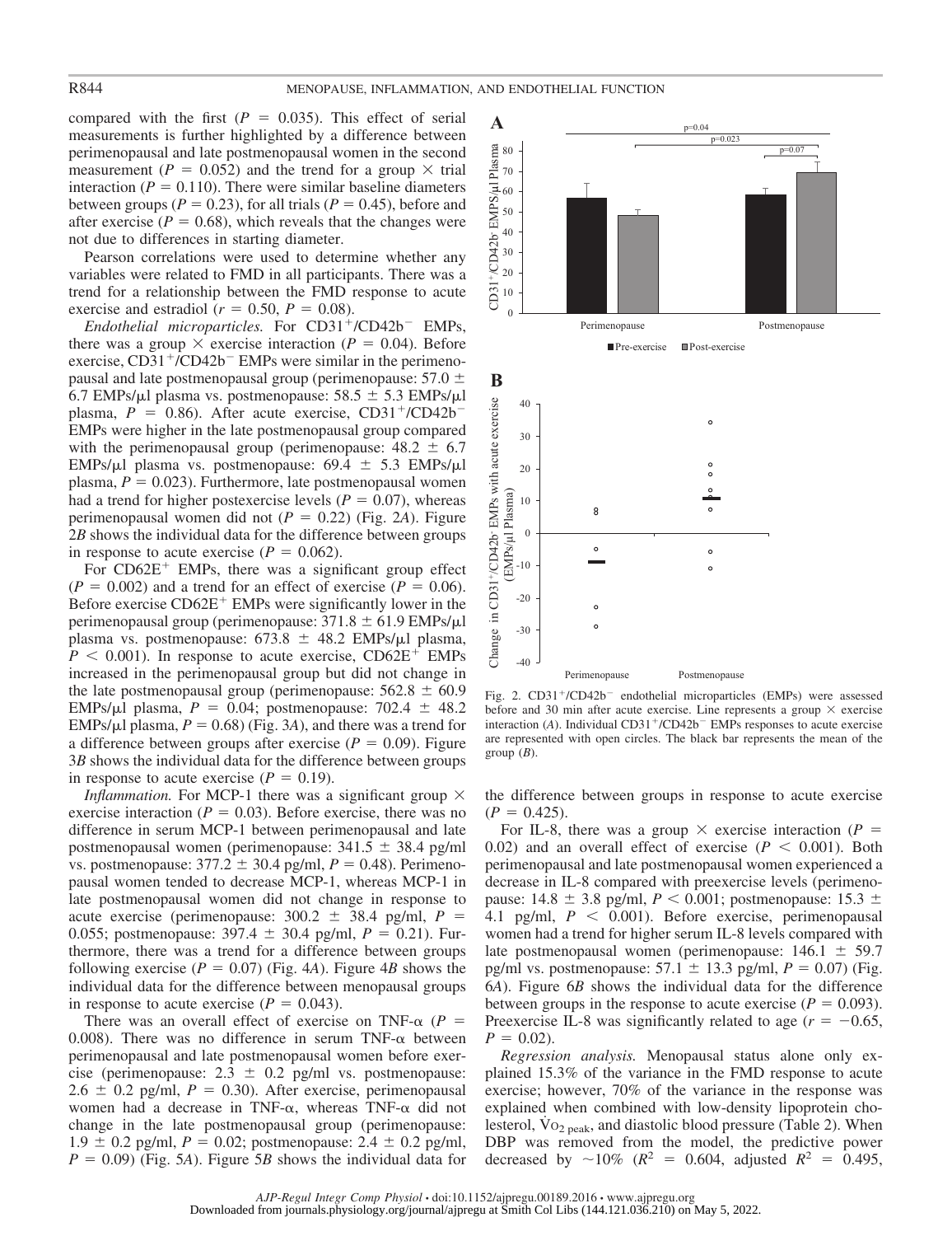compared with the first ($P = 0.035$). This effect of serial measurements is further highlighted by a difference between perimenopausal and late postmenopausal women in the second measurement ($P = 0.052$) and the trend for a group × trial interaction ($P = 0.110$). There were similar baseline diameters between groups ($P = 0.23$), for all trials ($P = 0.45$), before and after exercise ($P = 0.68$), which reveals that the changes were not due to differences in starting diameter.

Pearson correlations were used to determine whether any variables were related to FMD in all participants. There was a trend for a relationship between the FMD response to acute exercise and estradiol ($r = 0.50$, $P = 0.08$).

*Endothelial microparticles.* For $CD31^+/CD42b^-$ EMPs, there was a group × exercise interaction ($P = 0.04$). Before exercise, $CD31^+/CD42b^-$ EMPs were similar in the perimenopausal and late postmenopausal group (perimenopause: 57.0 ± 6.7 EMPs/μl plasma vs. postmenopause: 58.5 ± 5.3 EMPs/μl plasma, $P = 0.86$). After acute exercise, $CD31^+/CD42b^-$ EMPs were higher in the late postmenopausal group compared with the perimenopausal group (perimenopause: 48.2 ± 6.7 EMPs/μl plasma vs. postmenopause: 69.4 ± 5.3 EMPs/μl plasma, $P = 0.023$). Furthermore, late postmenopausal women had a trend for higher postexercise levels ($P = 0.07$), whereas perimenopausal women did not ($P = 0.22$) (Fig. 2*A*). Figure 2*B* shows the individual data for the difference between groups in response to acute exercise ($P = 0.062$).

For $CD62E^+$ EMPs, there was a significant group effect ($P = 0.002$) and a trend for an effect of exercise ($P = 0.06$). Before exercise $CD62E^+$ EMPs were significantly lower in the perimenopausal group (perimenopause: 371.8 ± 61.9 EMPs/μl plasma vs. postmenopause: 673.8 ± 48.2 EMPs/μl plasma, $P < 0.001$). In response to acute exercise, $CD62E^+$ EMPs increased in the perimenopausal group but did not change in the late postmenopausal group (perimenopause: 562.8 ± 60.9 EMPs/μl plasma, $P = 0.04$; postmenopause: 702.4 ± 48.2 EMPs/μl plasma, $P = 0.68$) (Fig. 3*A*), and there was a trend for a difference between groups after exercise ($P = 0.09$). Figure 3*B* shows the individual data for the difference between groups in response to acute exercise ($P = 0.19$).

*Inflammation.* For MCP-1 there was a significant group × exercise interaction ($P = 0.03$). Before exercise, there was no difference in serum MCP-1 between perimenopausal and late postmenopausal women (perimenopause: 341.5 ± 38.4 pg/ml vs. postmenopause: 377.2 ± 30.4 pg/ml, $P = 0.48$). Perimenopausal women tended to decrease MCP-1, whereas MCP-1 in late postmenopausal women did not change in response to acute exercise (perimenopause: 300.2 ± 38.4 pg/ml, $P = 0.055$; postmenopause: 397.4 ± 30.4 pg/ml, $P = 0.21$). Furthermore, there was a trend for a difference between groups following exercise ($P = 0.07$) (Fig. 4*A*). Figure 4*B* shows the individual data for the difference between menopausal groups in response to acute exercise ($P = 0.043$).

There was an overall effect of exercise on TNF-α ($P = 0.008$). There was no difference in serum TNF-α between perimenopausal and late postmenopausal women before exercise (perimenopause: 2.3 ± 0.2 pg/ml vs. postmenopause: 2.6 ± 0.2 pg/ml, $P = 0.30$). After exercise, perimenopausal women had a decrease in TNF-α, whereas TNF-α did not change in the late postmenopausal group (perimenopause: 1.9 ± 0.2 pg/ml, $P = 0.02$; postmenopause: 2.4 ± 0.2 pg/ml, $P = 0.09$) (Fig. 5*A*). Figure 5*B* shows the individual data for the difference between groups in response to acute exercise ($P = 0.425$).

For IL-8, there was a group × exercise interaction ($P = 0.02$) and an overall effect of exercise ($P < 0.001$). Both perimenopausal and late postmenopausal women experienced a decrease in IL-8 compared with preexercise levels (perimenopause: 14.8 ± 3.8 pg/ml, $P < 0.001$; postmenopause: 15.3 ± 4.1 pg/ml, $P < 0.001$). Before exercise, perimenopausal women had a trend for higher serum IL-8 levels compared with late postmenopausal women (perimenopause: 146.1 ± 59.7 pg/ml vs. postmenopause: 57.1 ± 13.3 pg/ml, $P = 0.07$) (Fig. 6*A*). Figure 6*B* shows the individual data for the difference between groups in the response to acute exercise ($P = 0.093$). Preexercise IL-8 was significantly related to age ($r = -0.65$, $P = 0.02$).

*Regression analysis.* Menopausal status alone only explained 15.3% of the variance in the FMD response to acute exercise; however, 70% of the variance in the response was explained when combined with low-density lipoprotein cholesterol, $\dot{V}O_{2\,peak}$, and diastolic blood pressure (Table 2). When DBP was removed from the model, the predictive power decreased by ~10% ($R^2 = 0.604$, adjusted $R^2 = 0.495$,

Fig. 2. $CD31^+/CD42b^-$ endothelial microparticles (EMPs) were assessed before and 30 min after acute exercise. Line represents a group × exercise interaction (*A*). Individual $CD31^+/CD42b^-$ EMPs responses to acute exercise are represented with open circles. The black bar represents the mean of the group (*B*).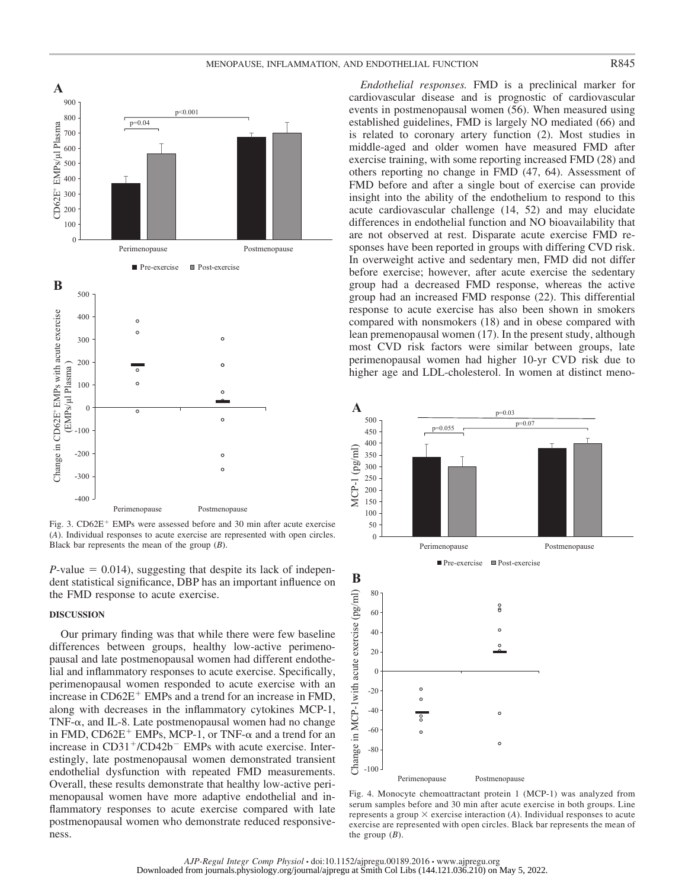Fig. 3. $CD62E^+$ EMPs were assessed before and 30 min after acute exercise (*A*). Individual responses to acute exercise are represented with open circles. Black bar represents the mean of the group (*B*).

*P*-value = 0.014), suggesting that despite its lack of independent statistical significance, DBP has an important influence on the FMD response to acute exercise.

## DISCUSSION

Our primary finding was that while there were few baseline differences between groups, healthy low-active perimenopausal and late postmenopausal women had different endothelial and inflammatory responses to acute exercise. Specifically, perimenopausal women responded to acute exercise with an increase in $CD62E^+$ EMPs and a trend for an increase in FMD, along with decreases in the inflammatory cytokines MCP-1, TNF-α, and IL-8. Late postmenopausal women had no change in FMD, $CD62E^+$ EMPs, MCP-1, or TNF-α and a trend for an increase in $CD31^+/CD42b^-$ EMPs with acute exercise. Interestingly, late postmenopausal women demonstrated transient endothelial dysfunction with repeated FMD measurements. Overall, these results demonstrate that healthy low-active perimenopausal women have more adaptive endothelial and inflammatory responses to acute exercise compared with late postmenopausal women who demonstrate reduced responsiveness.

*Endothelial responses.* FMD is a preclinical marker for cardiovascular disease and is prognostic of cardiovascular events in postmenopausal women (56). When measured using established guidelines, FMD is largely NO mediated (66) and is related to coronary artery function (2). Most studies in middle-aged and older women have measured FMD after exercise training, with some reporting increased FMD (28) and others reporting no change in FMD (47, 64). Assessment of FMD before and after a single bout of exercise can provide insight into the ability of the endothelium to respond to this acute cardiovascular challenge (14, 52) and may elucidate differences in endothelial function and NO bioavailability that are not observed at rest. Disparate acute exercise FMD responses have been reported in groups with differing CVD risk. In overweight active and sedentary men, FMD did not differ before exercise; however, after acute exercise the sedentary group had a decreased FMD response, whereas the active group had an increased FMD response (22). This differential response to acute exercise has also been shown in smokers compared with nonsmokers (18) and in obese compared with lean premenopausal women (17). In the present study, although most CVD risk factors were similar between groups, late perimenopausal women had higher 10-yr CVD risk due to higher age and LDL-cholesterol. In women at distinct meno-

Fig. 4. Monocyte chemoattractant protein 1 (MCP-1) was analyzed from serum samples before and 30 min after acute exercise in both groups. Line represents a group × exercise interaction (*A*). Individual responses to acute exercise are represented with open circles. Black bar represents the mean of the group (*B*).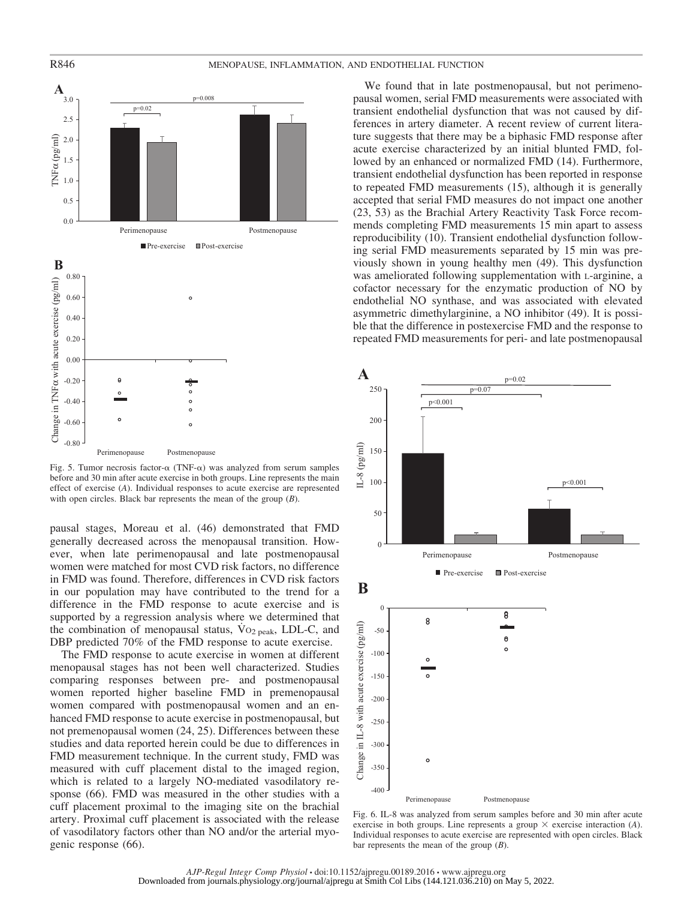Fig. 5. Tumor necrosis factor-α (TNF-α) was analyzed from serum samples before and 30 min after acute exercise in both groups. Line represents the main effect of exercise (*A*). Individual responses to acute exercise are represented with open circles. Black bar represents the mean of the group (*B*).

pausal stages, Moreau et al. (46) demonstrated that FMD generally decreased across the menopausal transition. However, when late perimenopausal and late postmenopausal women were matched for most CVD risk factors, no difference in FMD was found. Therefore, differences in CVD risk factors in our population may have contributed to the trend for a difference in the FMD response to acute exercise and is supported by a regression analysis where we determined that the combination of menopausal status, $\dot{V}O_{2\,peak}$, LDL-C, and DBP predicted 70% of the FMD response to acute exercise.

The FMD response to acute exercise in women at different menopausal stages has not been well characterized. Studies comparing responses between pre- and postmenopausal women reported higher baseline FMD in premenopausal women compared with postmenopausal women and an enhanced FMD response to acute exercise in postmenopausal, but not premenopausal women (24, 25). Differences between these studies and data reported herein could be due to differences in FMD measurement technique. In the current study, FMD was measured with cuff placement distal to the imaged region, which is related to a largely NO-mediated vasodilatory response (66). FMD was measured in the other studies with a cuff placement proximal to the imaging site on the brachial artery. Proximal cuff placement is associated with the release of vasodilatory factors other than NO and/or the arterial myogenic response (66).

We found that in late postmenopausal, but not perimenopausal women, serial FMD measurements were associated with transient endothelial dysfunction that was not caused by differences in artery diameter. A recent review of current literature suggests that there may be a biphasic FMD response after acute exercise characterized by an initial blunted FMD, followed by an enhanced or normalized FMD (14). Furthermore, transient endothelial dysfunction has been reported in response to repeated FMD measurements (15), although it is generally accepted that serial FMD measures do not impact one another (23, 53) as the Brachial Artery Reactivity Task Force recommends completing FMD measurements 15 min apart to assess reproducibility (10). Transient endothelial dysfunction following serial FMD measurements separated by 15 min was previously shown in young healthy men (49). This dysfunction was ameliorated following supplementation with L-arginine, a cofactor necessary for the enzymatic production of NO by endothelial NO synthase, and was associated with elevated asymmetric dimethylarginine, a NO inhibitor (49). It is possible that the difference in postexercise FMD and the response to repeated FMD measurements for peri- and late postmenopausal

Fig. 6. IL-8 was analyzed from serum samples before and 30 min after acute exercise in both groups. Line represents a group × exercise interaction (*A*). Individual responses to acute exercise are represented with open circles. Black bar represents the mean of the group (*B*).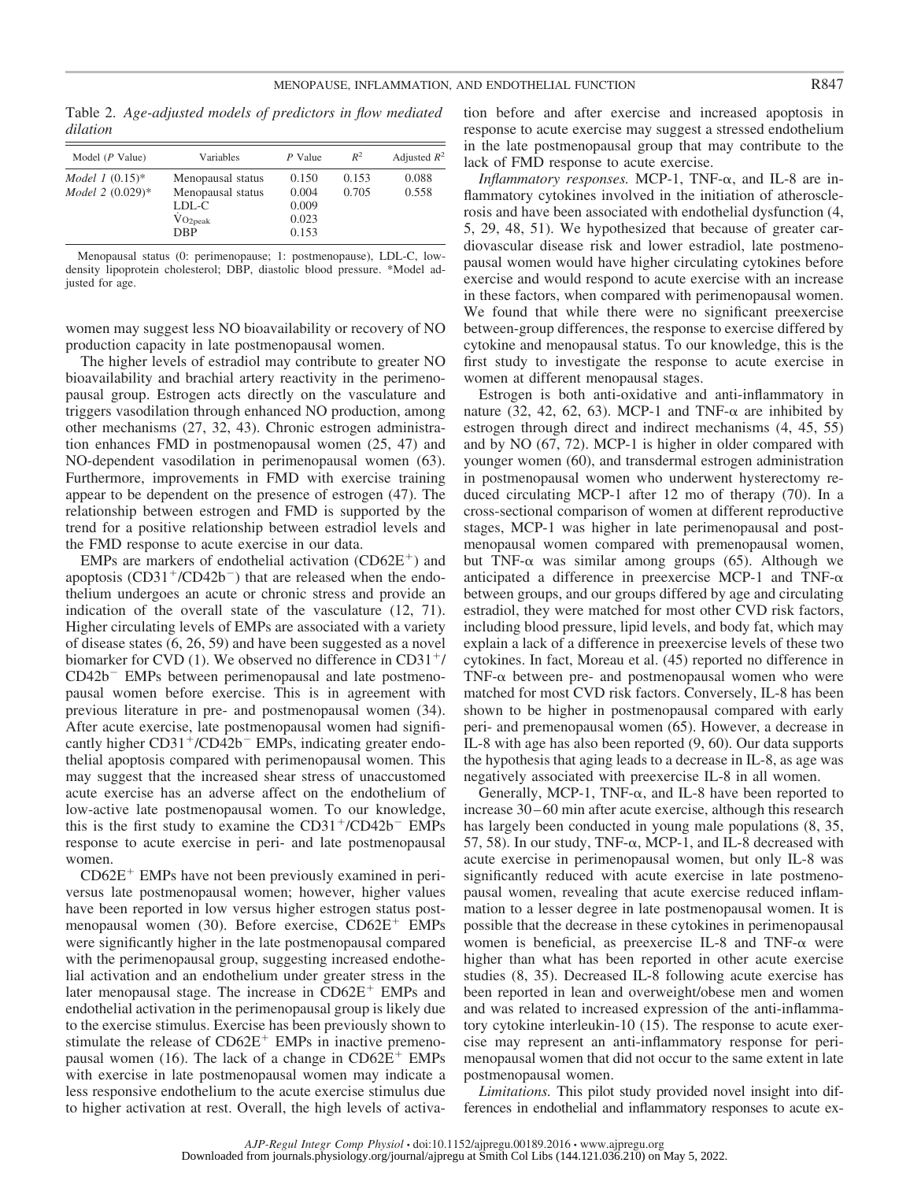Table 2. *Age-adjusted models of predictors in flow mediated dilation*

| Model (*P* Value) | Variables | *P* Value | $R^2$ | Adjusted $R^2$ |
|---|---|---|---|---|
| *Model 1* (0.15)* | Menopausal status | 0.150 | 0.153 | 0.088 |
| *Model 2* (0.029)* | Menopausal status | 0.004 | 0.705 | 0.558 |
| | LDL-C | 0.009 | | |
| | $\dot{V}O_{2peak}$ | 0.023 | | |
| | DBP | 0.153 | | |

Menopausal status (0: perimenopause; 1: postmenopause), LDL-C, low-density lipoprotein cholesterol; DBP, diastolic blood pressure. *Model adjusted for age.

women may suggest less NO bioavailability or recovery of NO production capacity in late postmenopausal women.

The higher levels of estradiol may contribute to greater NO bioavailability and brachial artery reactivity in the perimenopausal group. Estrogen acts directly on the vasculature and triggers vasodilation through enhanced NO production, among other mechanisms (27, 32, 43). Chronic estrogen administration enhances FMD in postmenopausal women (25, 47) and NO-dependent vasodilation in perimenopausal women (63). Furthermore, improvements in FMD with exercise training appear to be dependent on the presence of estrogen (47). The relationship between estrogen and FMD is supported by the trend for a positive relationship between estradiol levels and the FMD response to acute exercise in our data.

EMPs are markers of endothelial activation ($CD62E^+$) and apoptosis ($CD31^+/CD42b^-$) that are released when the endothelium undergoes an acute or chronic stress and provide an indication of the overall state of the vasculature (12, 71). Higher circulating levels of EMPs are associated with a variety of disease states (6, 26, 59) and have been suggested as a novel biomarker for CVD (1). We observed no difference in $CD31^+/CD42b^-$ EMPs between perimenopausal and late postmenopausal women before exercise. This is in agreement with previous literature in pre- and postmenopausal women (34). After acute exercise, late postmenopausal women had significantly higher $CD31^+/CD42b^-$ EMPs, indicating greater endothelial apoptosis compared with perimenopausal women. This may suggest that the increased shear stress of unaccustomed acute exercise has an adverse affect on the endothelium of low-active late postmenopausal women. To our knowledge, this is the first study to examine the $CD31^+/CD42b^-$ EMPs response to acute exercise in peri- and late postmenopausal women.

$CD62E^+$ EMPs have not been previously examined in peri- versus late postmenopausal women; however, higher values have been reported in low versus higher estrogen status postmenopausal women (30). Before exercise, $CD62E^+$ EMPs were significantly higher in the late postmenopausal compared with the perimenopausal group, suggesting increased endothelial activation and an endothelium under greater stress in the later menopausal stage. The increase in $CD62E^+$ EMPs and endothelial activation in the perimenopausal group is likely due to the exercise stimulus. Exercise has been previously shown to stimulate the release of $CD62E^+$ EMPs in inactive premenopausal women (16). The lack of a change in $CD62E^+$ EMPs with exercise in late postmenopausal women may indicate a less responsive endothelium to the acute exercise stimulus due to higher activation at rest. Overall, the high levels of activation before and after exercise and increased apoptosis in response to acute exercise may suggest a stressed endothelium in the late postmenopausal group that may contribute to the lack of FMD response to acute exercise.

*Inflammatory responses.* MCP-1, TNF-α, and IL-8 are inflammatory cytokines involved in the initiation of atherosclerosis and have been associated with endothelial dysfunction (4, 5, 29, 48, 51). We hypothesized that because of greater cardiovascular disease risk and lower estradiol, late postmenopausal women would have higher circulating cytokines before exercise and would respond to acute exercise with an increase in these factors, when compared with perimenopausal women. We found that while there were no significant preexercise between-group differences, the response to exercise differed by cytokine and menopausal status. To our knowledge, this is the first study to investigate the response to acute exercise in women at different menopausal stages.

Estrogen is both anti-oxidative and anti-inflammatory in nature (32, 42, 62, 63). MCP-1 and TNF-α are inhibited by estrogen through direct and indirect mechanisms (4, 45, 55) and by NO (67, 72). MCP-1 is higher in older compared with younger women (60), and transdermal estrogen administration in postmenopausal women who underwent hysterectomy reduced circulating MCP-1 after 12 mo of therapy (70). In a cross-sectional comparison of women at different reproductive stages, MCP-1 was higher in late perimenopausal and postmenopausal women compared with premenopausal women, but TNF-α was similar among groups (65). Although we anticipated a difference in preexercise MCP-1 and TNF-α between groups, and our groups differed by age and circulating estradiol, they were matched for most other CVD risk factors, including blood pressure, lipid levels, and body fat, which may explain a lack of a difference in preexercise levels of these two cytokines. In fact, Moreau et al. (45) reported no difference in TNF-α between pre- and postmenopausal women who were matched for most CVD risk factors. Conversely, IL-8 has been shown to be higher in postmenopausal compared with early peri- and premenopausal women (65). However, a decrease in IL-8 with age has also been reported (9, 60). Our data supports the hypothesis that aging leads to a decrease in IL-8, as age was negatively associated with preexercise IL-8 in all women.

Generally, MCP-1, TNF-α, and IL-8 have been reported to increase 30–60 min after acute exercise, although this research has largely been conducted in young male populations (8, 35, 57, 58). In our study, TNF-α, MCP-1, and IL-8 decreased with acute exercise in perimenopausal women, but only IL-8 was significantly reduced with acute exercise in late postmenopausal women, revealing that acute exercise reduced inflammation to a lesser degree in late postmenopausal women. It is possible that the decrease in these cytokines in perimenopausal women is beneficial, as preexercise IL-8 and TNF-α were higher than what has been reported in other acute exercise studies (8, 35). Decreased IL-8 following acute exercise has been reported in lean and overweight/obese men and women and was related to increased expression of the anti-inflammatory cytokine interleukin-10 (15). The response to acute exercise may represent an anti-inflammatory response for perimenopausal women that did not occur to the same extent in late postmenopausal women.

*Limitations.* This pilot study provided novel insight into differences in endothelial and inflammatory responses to acute ex-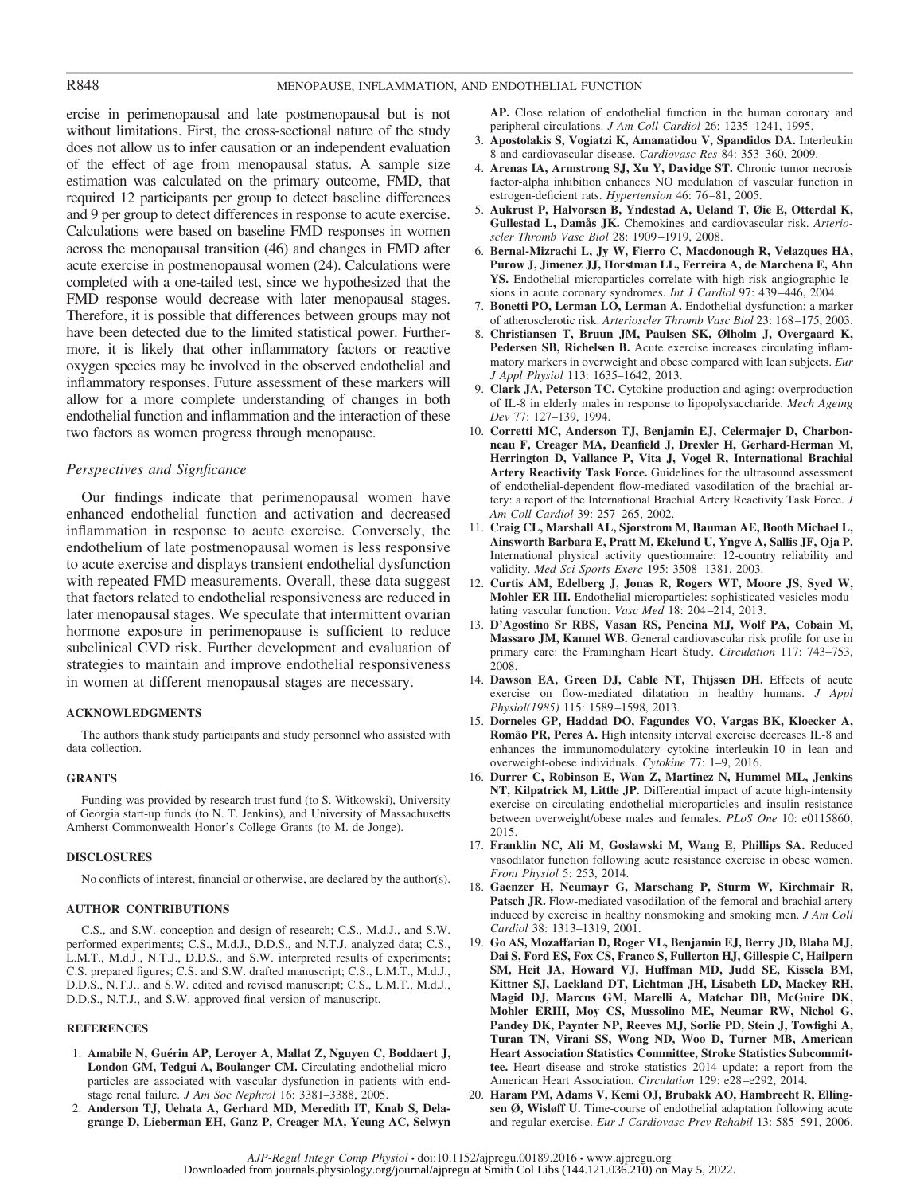ercise in perimenopausal and late postmenopausal but is not without limitations. First, the cross-sectional nature of the study does not allow us to infer causation or an independent evaluation of the effect of age from menopausal status. A sample size estimation was calculated on the primary outcome, FMD, that required 12 participants per group to detect baseline differences and 9 per group to detect differences in response to acute exercise. Calculations were based on baseline FMD responses in women across the menopausal transition (46) and changes in FMD after acute exercise in postmenopausal women (24). Calculations were completed with a one-tailed test, since we hypothesized that the FMD response would decrease with later menopausal stages. Therefore, it is possible that differences between groups may not have been detected due to the limited statistical power. Furthermore, it is likely that other inflammatory factors or reactive oxygen species may be involved in the observed endothelial and inflammatory responses. Future assessment of these markers will allow for a more complete understanding of changes in both endothelial function and inflammation and the interaction of these two factors as women progress through menopause.

### *Perspectives and Signficance*

Our findings indicate that perimenopausal women have enhanced endothelial function and activation and decreased inflammation in response to acute exercise. Conversely, the endothelium of late postmenopausal women is less responsive to acute exercise and displays transient endothelial dysfunction with repeated FMD measurements. Overall, these data suggest that factors related to endothelial responsiveness are reduced in later menopausal stages. We speculate that intermittent ovarian hormone exposure in perimenopause is sufficient to reduce subclinical CVD risk. Further development and evaluation of strategies to maintain and improve endothelial responsiveness in women at different menopausal stages are necessary.

## ACKNOWLEDGMENTS

The authors thank study participants and study personnel who assisted with data collection.

## GRANTS

Funding was provided by research trust fund (to S. Witkowski), University of Georgia start-up funds (to N. T. Jenkins), and University of Massachusetts Amherst Commonwealth Honor's College Grants (to M. de Jonge).

## DISCLOSURES

No conflicts of interest, financial or otherwise, are declared by the author(s).

## AUTHOR CONTRIBUTIONS

C.S., and S.W. conception and design of research; C.S., M.d.J., and S.W. performed experiments; C.S., M.d.J., D.D.S., and N.T.J. analyzed data; C.S., L.M.T., M.d.J., N.T.J., D.D.S., and S.W. interpreted results of experiments; C.S. prepared figures; C.S. and S.W. drafted manuscript; C.S., L.M.T., M.d.J., D.D.S., N.T.J., and S.W. edited and revised manuscript; C.S., L.M.T., M.d.J., D.D.S., N.T.J., and S.W. approved final version of manuscript.

## REFERENCES

1. **Amabile N, Guérin AP, Leroyer A, Mallat Z, Nguyen C, Boddaert J, London GM, Tedgui A, Boulanger CM.** Circulating endothelial microparticles are associated with vascular dysfunction in patients with end-stage renal failure. *J Am Soc Nephrol* 16: 3381–3388, 2005.
2. **Anderson TJ, Uehata A, Gerhard MD, Meredith IT, Knab S, Delagrange D, Lieberman EH, Ganz P, Creager MA, Yeung AC, Selwyn AP.** Close relation of endothelial function in the human coronary and peripheral circulations. *J Am Coll Cardiol* 26: 1235–1241, 1995.
3. **Apostolakis S, Vogiatzi K, Amanatidou V, Spandidos DA.** Interleukin 8 and cardiovascular disease. *Cardiovasc Res* 84: 353–360, 2009.
4. **Arenas IA, Armstrong SJ, Xu Y, Davidge ST.** Chronic tumor necrosis factor-alpha inhibition enhances NO modulation of vascular function in estrogen-deficient rats. *Hypertension* 46: 76–81, 2005.
5. **Aukrust P, Halvorsen B, Yndestad A, Ueland T, Øie E, Otterdal K, Gullestad L, Damås JK.** Chemokines and cardiovascular risk. *Arterioscler Thromb Vasc Biol* 28: 1909–1919, 2008.
6. **Bernal-Mizrachi L, Jy W, Fierro C, Macdonough R, Velazques HA, Purow J, Jimenez JJ, Horstman LL, Ferreira A, de Marchena E, Ahn YS.** Endothelial microparticles correlate with high-risk angiographic lesions in acute coronary syndromes. *Int J Cardiol* 97: 439–446, 2004.
7. **Bonetti PO, Lerman LO, Lerman A.** Endothelial dysfunction: a marker of atherosclerotic risk. *Arterioscler Thromb Vasc Biol* 23: 168–175, 2003.
8. **Christiansen T, Bruun JM, Paulsen SK, Ølholm J, Overgaard K, Pedersen SB, Richelsen B.** Acute exercise increases circulating inflammatory markers in overweight and obese compared with lean subjects. *Eur J Appl Physiol* 113: 1635–1642, 2013.
9. **Clark JA, Peterson TC.** Cytokine production and aging: overproduction of IL-8 in elderly males in response to lipopolysaccharide. *Mech Ageing Dev* 77: 127–139, 1994.
10. **Corretti MC, Anderson TJ, Benjamin EJ, Celermajer D, Charbonneau F, Creager MA, Deanfield J, Drexler H, Gerhard-Herman M, Herrington D, Vallance P, Vita J, Vogel R, International Brachial Artery Reactivity Task Force.** Guidelines for the ultrasound assessment of endothelial-dependent flow-mediated vasodilation of the brachial artery: a report of the International Brachial Artery Reactivity Task Force. *J Am Coll Cardiol* 39: 257–265, 2002.
11. **Craig CL, Marshall AL, Sjorstrom M, Bauman AE, Booth Michael L, Ainsworth Barbara E, Pratt M, Ekelund U, Yngve A, Sallis JF, Oja P.** International physical activity questionnaire: 12-country reliability and validity. *Med Sci Sports Exerc* 195: 3508–1381, 2003.
12. **Curtis AM, Edelberg J, Jonas R, Rogers WT, Moore JS, Syed W, Mohler ER III.** Endothelial microparticles: sophisticated vesicles modulating vascular function. *Vasc Med* 18: 204–214, 2013.
13. **D'Agostino Sr RBS, Vasan RS, Pencina MJ, Wolf PA, Cobain M, Massaro JM, Kannel WB.** General cardiovascular risk profile for use in primary care: the Framingham Heart Study. *Circulation* 117: 743–753, 2008.
14. **Dawson EA, Green DJ, Cable NT, Thijssen DH.** Effects of acute exercise on flow-mediated dilatation in healthy humans. *J Appl Physiol(1985)* 115: 1589–1598, 2013.
15. **Dorneles GP, Haddad DO, Fagundes VO, Vargas BK, Kloecker A, Romão PR, Peres A.** High intensity interval exercise decreases IL-8 and enhances the immunomodulatory cytokine interleukin-10 in lean and overweight-obese individuals. *Cytokine* 77: 1–9, 2016.
16. **Durrer C, Robinson E, Wan Z, Martinez N, Hummel ML, Jenkins NT, Kilpatrick M, Little JP.** Differential impact of acute high-intensity exercise on circulating endothelial microparticles and insulin resistance between overweight/obese males and females. *PLoS One* 10: e0115860, 2015.
17. **Franklin NC, Ali M, Goslawski M, Wang E, Phillips SA.** Reduced vasodilator function following acute resistance exercise in obese women. *Front Physiol* 5: 253, 2014.
18. **Gaenzer H, Neumayr G, Marschang P, Sturm W, Kirchmair R, Patsch JR.** Flow-mediated vasodilation of the femoral and brachial artery induced by exercise in healthy nonsmoking and smoking men. *J Am Coll Cardiol* 38: 1313–1319, 2001.
19. **Go AS, Mozaffarian D, Roger VL, Benjamin EJ, Berry JD, Blaha MJ, Dai S, Ford ES, Fox CS, Franco S, Fullerton HJ, Gillespie C, Hailpern SM, Heit JA, Howard VJ, Huffman MD, Judd SE, Kissela BM, Kittner SJ, Lackland DT, Lichtman JH, Lisabeth LD, Mackey RH, Magid DJ, Marcus GM, Marelli A, Matchar DB, McGuire DK, Mohler ERIII, Moy CS, Mussolino ME, Neumar RW, Nichol G, Pandey DK, Paynter NP, Reeves MJ, Sorlie PD, Stein J, Towfighi A, Turan TN, Virani SS, Wong ND, Woo D, Turner MB, American Heart Association Statistics Committee, Stroke Statistics Subcommittee.** Heart disease and stroke statistics–2014 update: a report from the American Heart Association. *Circulation* 129: e28–e292, 2014.
20. **Haram PM, Adams V, Kemi OJ, Brubakk AO, Hambrecht R, Ellingsen Ø, Wisløff U.** Time-course of endothelial adaptation following acute and regular exercise. *Eur J Cardiovasc Prev Rehabil* 13: 585–591, 2006.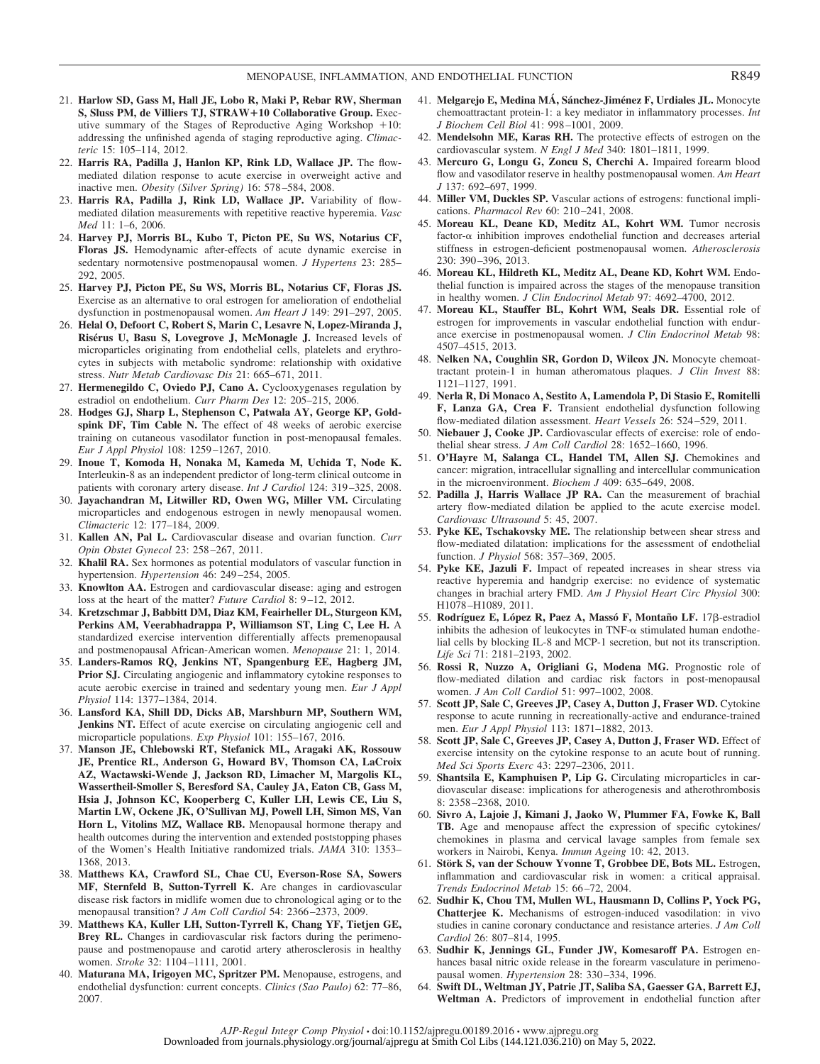21. **Harlow SD, Gass M, Hall JE, Lobo R, Maki P, Rebar RW, Sherman S, Sluss PM, de Villiers TJ, STRAW+10 Collaborative Group.** Executive summary of the Stages of Reproductive Aging Workshop +10: addressing the unfinished agenda of staging reproductive aging. *Climacteric* 15: 105–114, 2012.
22. **Harris RA, Padilla J, Hanlon KP, Rink LD, Wallace JP.** The flow-mediated dilation response to acute exercise in overweight active and inactive men. *Obesity (Silver Spring)* 16: 578–584, 2008.
23. **Harris RA, Padilla J, Rink LD, Wallace JP.** Variability of flow-mediated dilation measurements with repetitive reactive hyperemia. *Vasc Med* 11: 1–6, 2006.
24. **Harvey PJ, Morris BL, Kubo T, Picton PE, Su WS, Notarius CF, Floras JS.** Hemodynamic after-effects of acute dynamic exercise in sedentary normotensive postmenopausal women. *J Hypertens* 23: 285–292, 2005.
25. **Harvey PJ, Picton PE, Su WS, Morris BL, Notarius CF, Floras JS.** Exercise as an alternative to oral estrogen for amelioration of endothelial dysfunction in postmenopausal women. *Am Heart J* 149: 291–297, 2005.
26. **Helal O, Defoort C, Robert S, Marin C, Lesavre N, Lopez-Miranda J, Risérus U, Basu S, Lovegrove J, McMonagle J.** Increased levels of microparticles originating from endothelial cells, platelets and erythrocytes in subjects with metabolic syndrome: relationship with oxidative stress. *Nutr Metab Cardiovasc Dis* 21: 665–671, 2011.
27. **Hermenegildo C, Oviedo PJ, Cano A.** Cyclooxygenases regulation by estradiol on endothelium. *Curr Pharm Des* 12: 205–215, 2006.
28. **Hodges GJ, Sharp L, Stephenson C, Patwala AY, George KP, Goldspink DF, Tim Cable N.** The effect of 48 weeks of aerobic exercise training on cutaneous vasodilator function in post-menopausal females. *Eur J Appl Physiol* 108: 1259–1267, 2010.
29. **Inoue T, Komoda H, Nonaka M, Kameda M, Uchida T, Node K.** Interleukin-8 as an independent predictor of long-term clinical outcome in patients with coronary artery disease. *Int J Cardiol* 124: 319–325, 2008.
30. **Jayachandran M, Litwiller RD, Owen WG, Miller VM.** Circulating microparticles and endogenous estrogen in newly menopausal women. *Climacteric* 12: 177–184, 2009.
31. **Kallen AN, Pal L.** Cardiovascular disease and ovarian function. *Curr Opin Obstet Gynecol* 23: 258–267, 2011.
32. **Khalil RA.** Sex hormones as potential modulators of vascular function in hypertension. *Hypertension* 46: 249–254, 2005.
33. **Knowlton AA.** Estrogen and cardiovascular disease: aging and estrogen loss at the heart of the matter? *Future Cardiol* 8: 9–12, 2012.
34. **Kretzschmar J, Babbitt DM, Diaz KM, Feairheller DL, Sturgeon KM, Perkins AM, Veerabhadrappa P, Williamson ST, Ling C, Lee H.** A standardized exercise intervention differentially affects premenopausal and postmenopausal African-American women. *Menopause* 21: 1, 2014.
35. **Landers-Ramos RQ, Jenkins NT, Spangenburg EE, Hagberg JM, Prior SJ.** Circulating angiogenic and inflammatory cytokine responses to acute aerobic exercise in trained and sedentary young men. *Eur J Appl Physiol* 114: 1377–1384, 2014.
36. **Lansford KA, Shill DD, Dicks AB, Marshburn MP, Southern WM, Jenkins NT.** Effect of acute exercise on circulating angiogenic cell and microparticle populations. *Exp Physiol* 101: 155–167, 2016.
37. **Manson JE, Chlebowski RT, Stefanick ML, Aragaki AK, Rossouw JE, Prentice RL, Anderson G, Howard BV, Thomson CA, LaCroix AZ, Wactawski-Wende J, Jackson RD, Limacher M, Margolis KL, Wassertheil-Smoller S, Beresford SA, Cauley JA, Eaton CB, Gass M, Hsia J, Johnson KC, Kooperberg C, Kuller LH, Lewis CE, Liu S, Martin LW, Ockene JK, O'Sullivan MJ, Powell LH, Simon MS, Van Horn L, Vitolins MZ, Wallace RB.** Menopausal hormone therapy and health outcomes during the intervention and extended poststopping phases of the Women's Health Initiative randomized trials. *JAMA* 310: 1353–1368, 2013.
38. **Matthews KA, Crawford SL, Chae CU, Everson-Rose SA, Sowers MF, Sternfeld B, Sutton-Tyrrell K.** Are changes in cardiovascular disease risk factors in midlife women due to chronological aging or to the menopausal transition? *J Am Coll Cardiol* 54: 2366–2373, 2009.
39. **Matthews KA, Kuller LH, Sutton-Tyrrell K, Chang YF, Tietjen GE, Brey RL.** Changes in cardiovascular risk factors during the perimenopause and postmenopause and carotid artery atherosclerosis in healthy women. *Stroke* 32: 1104–1111, 2001.
40. **Maturana MA, Irigoyen MC, Spritzer PM.** Menopause, estrogens, and endothelial dysfunction: current concepts. *Clinics (Sao Paulo)* 62: 77–86, 2007.
41. **Melgarejo E, Medina MÁ, Sánchez-Jiménez F, Urdiales JL.** Monocyte chemoattractant protein-1: a key mediator in inflammatory processes. *Int J Biochem Cell Biol* 41: 998–1001, 2009.
42. **Mendelsohn ME, Karas RH.** The protective effects of estrogen on the cardiovascular system. *N Engl J Med* 340: 1801–1811, 1999.
43. **Mercuro G, Longu G, Zoncu S, Cherchi A.** Impaired forearm blood flow and vasodilator reserve in healthy postmenopausal women. *Am Heart J* 137: 692–697, 1999.
44. **Miller VM, Duckles SP.** Vascular actions of estrogens: functional implications. *Pharmacol Rev* 60: 210–241, 2008.
45. **Moreau KL, Deane KD, Meditz AL, Kohrt WM.** Tumor necrosis factor-$\alpha$ inhibition improves endothelial function and decreases arterial stiffness in estrogen-deficient postmenopausal women. *Atherosclerosis* 230: 390–396, 2013.
46. **Moreau KL, Hildreth KL, Meditz AL, Deane KD, Kohrt WM.** Endothelial function is impaired across the stages of the menopause transition in healthy women. *J Clin Endocrinol Metab* 97: 4692–4700, 2012.
47. **Moreau KL, Stauffer BL, Kohrt WM, Seals DR.** Essential role of estrogen for improvements in vascular endothelial function with endurance exercise in postmenopausal women. *J Clin Endocrinol Metab* 98: 4507–4515, 2013.
48. **Nelken NA, Coughlin SR, Gordon D, Wilcox JN.** Monocyte chemoattractant protein-1 in human atheromatous plaques. *J Clin Invest* 88: 1121–1127, 1991.
49. **Nerla R, Di Monaco A, Sestito A, Lamendola P, Di Stasio E, Romitelli F, Lanza GA, Crea F.** Transient endothelial dysfunction following flow-mediated dilation assessment. *Heart Vessels* 26: 524–529, 2011.
50. **Niebauer J, Cooke JP.** Cardiovascular effects of exercise: role of endothelial shear stress. *J Am Coll Cardiol* 28: 1652–1660, 1996.
51. **O'Hayre M, Salanga CL, Handel TM, Allen SJ.** Chemokines and cancer: migration, intracellular signalling and intercellular communication in the microenvironment. *Biochem J* 409: 635–649, 2008.
52. **Padilla J, Harris Wallace JP RA.** Can the measurement of brachial artery flow-mediated dilation be applied to the acute exercise model. *Cardiovasc Ultrasound* 5: 45, 2007.
53. **Pyke KE, Tschakovsky ME.** The relationship between shear stress and flow-mediated dilatation: implications for the assessment of endothelial function. *J Physiol* 568: 357–369, 2005.
54. **Pyke KE, Jazuli F.** Impact of repeated increases in shear stress via reactive hyperemia and handgrip exercise: no evidence of systematic changes in brachial artery FMD. *Am J Physiol Heart Circ Physiol* 300: H1078–H1089, 2011.
55. **Rodríguez E, López R, Paez A, Massó F, Montaño LF.** 17$\beta$-estradiol inhibits the adhesion of leukocytes in TNF-$\alpha$ stimulated human endothelial cells by blocking IL-8 and MCP-1 secretion, but not its transcription. *Life Sci* 71: 2181–2193, 2002.
56. **Rossi R, Nuzzo A, Origliani G, Modena MG.** Prognostic role of flow-mediated dilation and cardiac risk factors in post-menopausal women. *J Am Coll Cardiol* 51: 997–1002, 2008.
57. **Scott JP, Sale C, Greeves JP, Casey A, Dutton J, Fraser WD.** Cytokine response to acute running in recreationally-active and endurance-trained men. *Eur J Appl Physiol* 113: 1871–1882, 2013.
58. **Scott JP, Sale C, Greeves JP, Casey A, Dutton J, Fraser WD.** Effect of exercise intensity on the cytokine response to an acute bout of running. *Med Sci Sports Exerc* 43: 2297–2306, 2011.
59. **Shantsila E, Kamphuisen P, Lip G.** Circulating microparticles in cardiovascular disease: implications for atherogenesis and atherothrombosis 8: 2358–2368, 2010.
60. **Sivro A, Lajoie J, Kimani J, Jaoko W, Plummer FA, Fowke K, Ball TB.** Age and menopause affect the expression of specific cytokines/chemokines in plasma and cervical lavage samples from female sex workers in Nairobi, Kenya. *Immun Ageing* 10: 42, 2013.
61. **Störk S, van der Schouw Yvonne T, Grobbee DE, Bots ML.** Estrogen, inflammation and cardiovascular risk in women: a critical appraisal. *Trends Endocrinol Metab* 15: 66–72, 2004.
62. **Sudhir K, Chou TM, Mullen WL, Hausmann D, Collins P, Yock PG, Chatterjee K.** Mechanisms of estrogen-induced vasodilation: in vivo studies in canine coronary conductance and resistance arteries. *J Am Coll Cardiol* 26: 807–814, 1995.
63. **Sudhir K, Jennings GL, Funder JW, Komesaroff PA.** Estrogen enhances basal nitric oxide release in the forearm vasculature in perimenopausal women. *Hypertension* 28: 330–334, 1996.
64. **Swift DL, Weltman JY, Patrie JT, Saliba SA, Gaesser GA, Barrett EJ, Weltman A.** Predictors of improvement in endothelial function after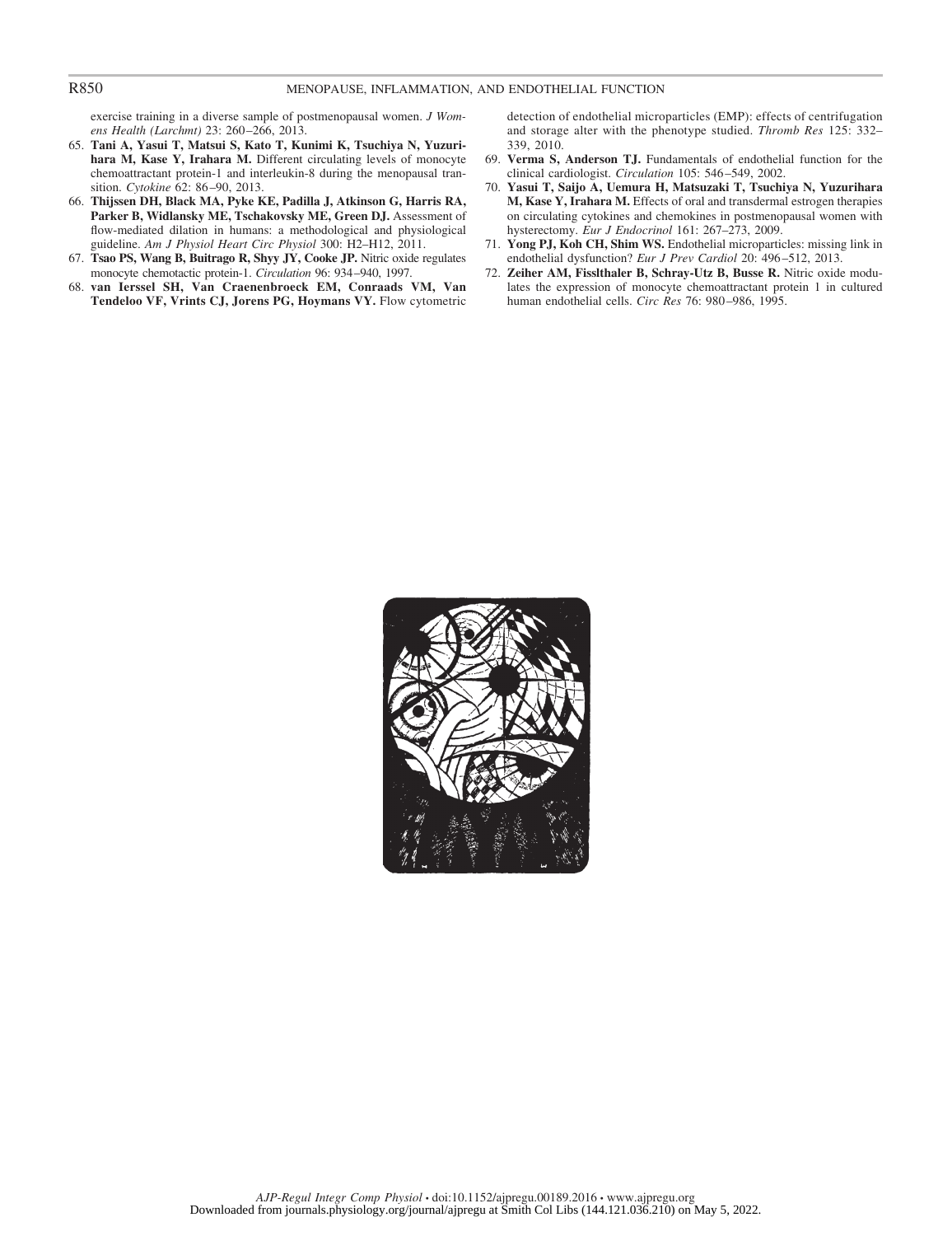exercise training in a diverse sample of postmenopausal women. *J Womens Health (Larchmt)* 23: 260–266, 2013.

65. **Tani A, Yasui T, Matsui S, Kato T, Kunimi K, Tsuchiya N, Yuzurihara M, Kase Y, Irahara M.** Different circulating levels of monocyte chemoattractant protein-1 and interleukin-8 during the menopausal transition. *Cytokine* 62: 86–90, 2013.
66. **Thijssen DH, Black MA, Pyke KE, Padilla J, Atkinson G, Harris RA, Parker B, Widlansky ME, Tschakovsky ME, Green DJ.** Assessment of flow-mediated dilation in humans: a methodological and physiological guideline. *Am J Physiol Heart Circ Physiol* 300: H2–H12, 2011.
67. **Tsao PS, Wang B, Buitrago R, Shyy JY, Cooke JP.** Nitric oxide regulates monocyte chemotactic protein-1. *Circulation* 96: 934–940, 1997.
68. **van Ierssel SH, Van Craenenbroeck EM, Conraads VM, Van Tendeloo VF, Vrints CJ, Jorens PG, Hoymans VY.** Flow cytometric detection of endothelial microparticles (EMP): effects of centrifugation and storage alter with the phenotype studied. *Thromb Res* 125: 332–339, 2010.
69. **Verma S, Anderson TJ.** Fundamentals of endothelial function for the clinical cardiologist. *Circulation* 105: 546–549, 2002.
70. **Yasui T, Saijo A, Uemura H, Matsuzaki T, Tsuchiya N, Yuzurihara M, Kase Y, Irahara M.** Effects of oral and transdermal estrogen therapies on circulating cytokines and chemokines in postmenopausal women with hysterectomy. *Eur J Endocrinol* 161: 267–273, 2009.
71. **Yong PJ, Koh CH, Shim WS.** Endothelial microparticles: missing link in endothelial dysfunction? *Eur J Prev Cardiol* 20: 496–512, 2013.
72. **Zeiher AM, Fisslthaler B, Schray-Utz B, Busse R.** Nitric oxide modulates the expression of monocyte chemoattractant protein 1 in cultured human endothelial cells. *Circ Res* 76: 980–986, 1995.